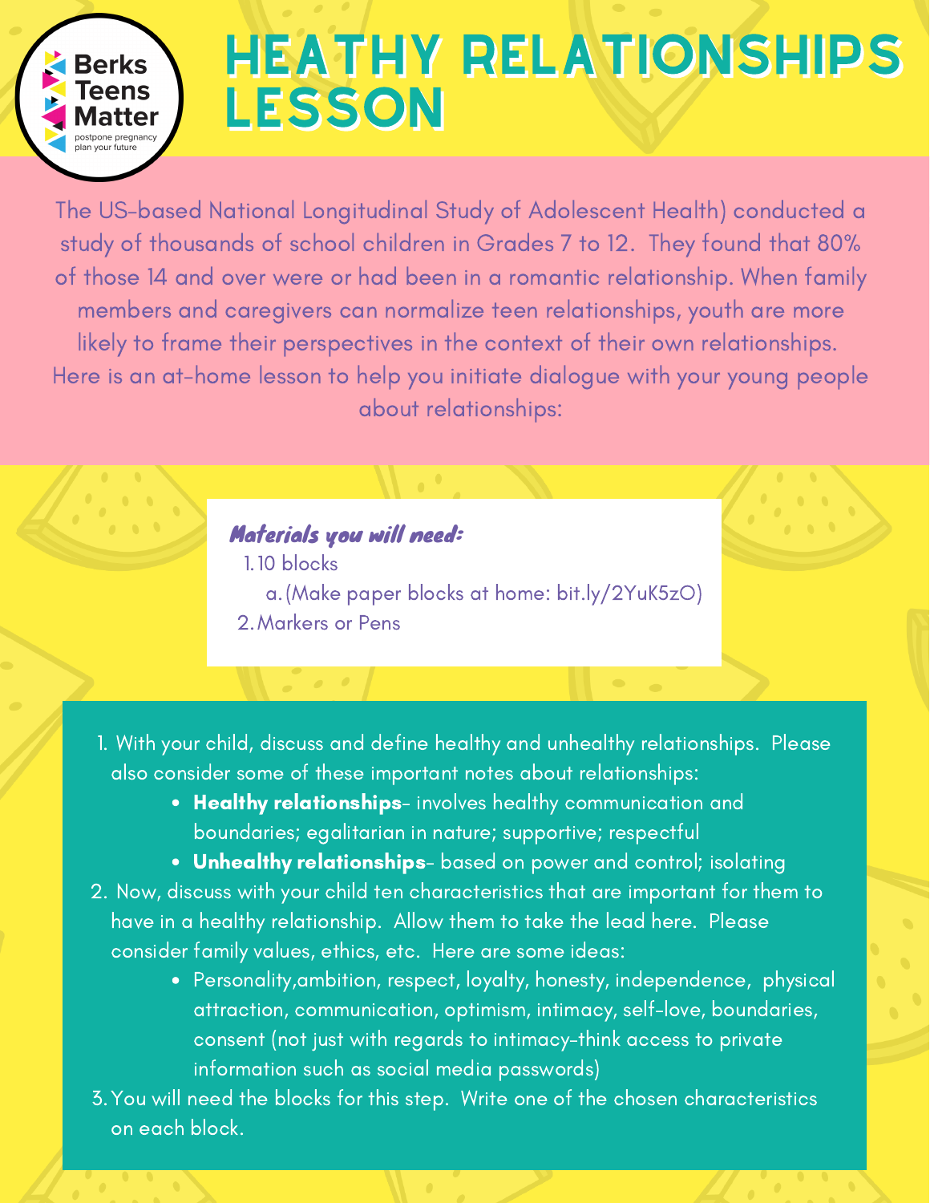Berks Teens Matter
postpone pregnancy
plan your future

# HEATHY RELATIONSHIPS LESSON

The US-based National Longitudinal Study of Adolescent Health) conducted a study of thousands of school children in Grades 7 to 12. They found that 80% of those 14 and over were or had been in a romantic relationship. When family members and caregivers can normalize teen relationships, youth are more likely to frame their perspectives in the context of their own relationships. Here is an at-home lesson to help you initiate dialogue with your young people about relationships:

***Materials you will need:***

1. 10 blocks
   a. (Make paper blocks at home: bit.ly/2YuK5zO)
2. Markers or Pens

1. With your child, discuss and define healthy and unhealthy relationships. Please also consider some of these important notes about relationships:
   - **Healthy relationships**- involves healthy communication and boundaries; egalitarian in nature; supportive; respectful
   - **Unhealthy relationships**- based on power and control; isolating
2. Now, discuss with your child ten characteristics that are important for them to have in a healthy relationship. Allow them to take the lead here. Please consider family values, ethics, etc. Here are some ideas:
   - Personality,ambition, respect, loyalty, honesty, independence, physical attraction, communication, optimism, intimacy, self-love, boundaries, consent (not just with regards to intimacy-think access to private information such as social media passwords)
3. You will need the blocks for this step. Write one of the chosen characteristics on each block.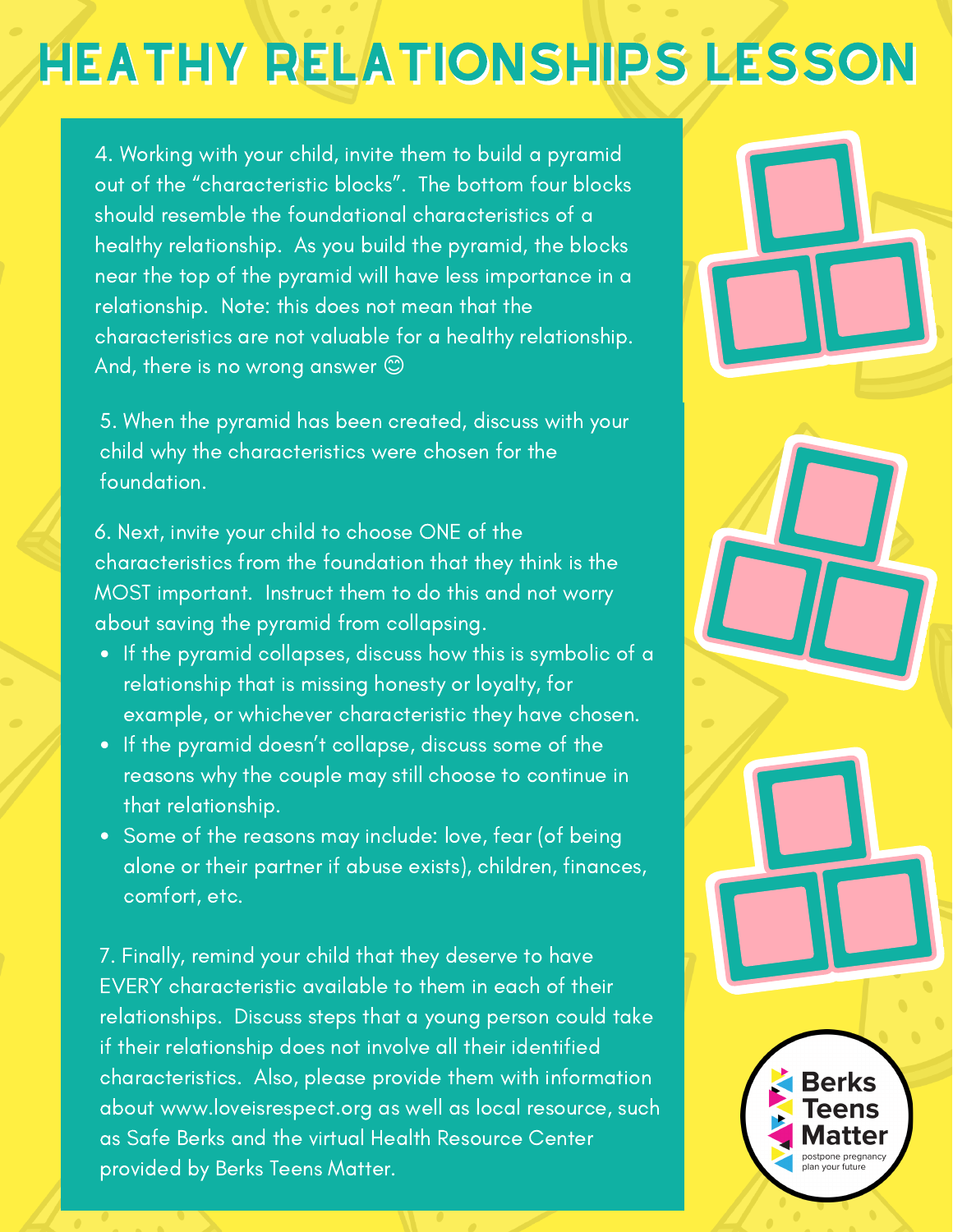# HEATHY RELATIONSHIPS LESSON

4. Working with your child, invite them to build a pyramid out of the "characteristic blocks". The bottom four blocks should resemble the foundational characteristics of a healthy relationship. As you build the pyramid, the blocks near the top of the pyramid will have less importance in a relationship. Note: this does not mean that the characteristics are not valuable for a healthy relationship. And, there is no wrong answer 😊

5. When the pyramid has been created, discuss with your child why the characteristics were chosen for the foundation.

6. Next, invite your child to choose ONE of the characteristics from the foundation that they think is the MOST important. Instruct them to do this and not worry about saving the pyramid from collapsing.
   - If the pyramid collapses, discuss how this is symbolic of a relationship that is missing honesty or loyalty, for example, or whichever characteristic they have chosen.
   - If the pyramid doesn't collapse, discuss some of the reasons why the couple may still choose to continue in that relationship.
   - Some of the reasons may include: love, fear (of being alone or their partner if abuse exists), children, finances, comfort, etc.

7. Finally, remind your child that they deserve to have EVERY characteristic available to them in each of their relationships. Discuss steps that a young person could take if their relationship does not involve all their identified characteristics. Also, please provide them with information about www.loveisrespect.org as well as local resource, such as Safe Berks and the virtual Health Resource Center provided by Berks Teens Matter.

Berks Teens Matter
postpone pregnancy
plan your future